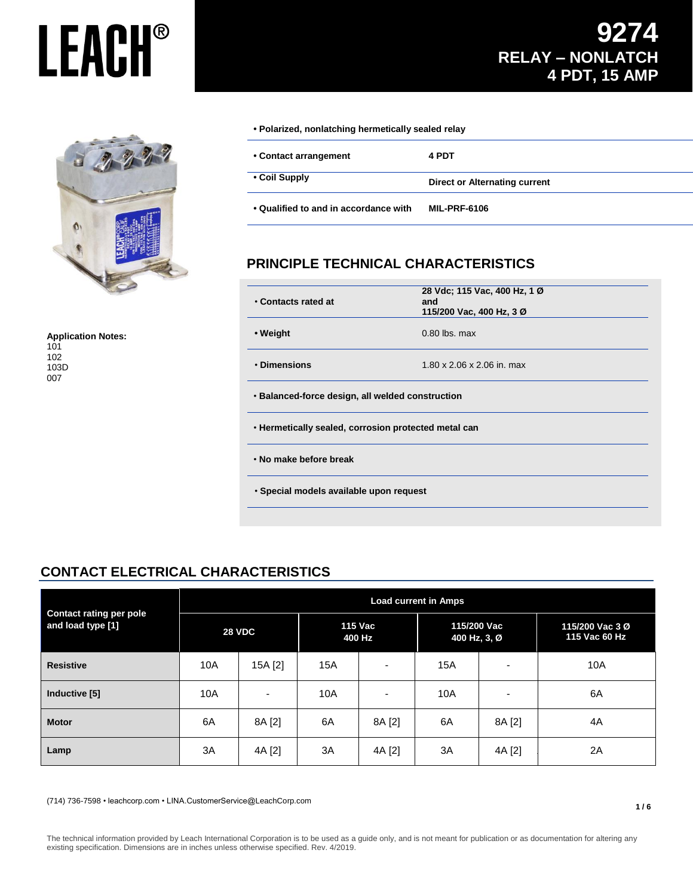# LEACH®

# 9274
## RELAY – NONLATCH
## 4 PDT, 15 AMP

**• Polarized, nonlatching hermetically sealed relay**

| | |
|---|---|
| **• Contact arrangement** | **4 PDT** |
| **• Coil Supply** | **Direct or Alternating current** |
| **• Qualified to and in accordance with** | **MIL-PRF-6106** |

**Application Notes:**
101
102
103D
007

## PRINCIPLE TECHNICAL CHARACTERISTICS

| | |
|---|---|
| **• Contacts rated at** | **28 Vdc; 115 Vac, 400 Hz, 1 Ø and 115/200 Vac, 400 Hz, 3 Ø** |
| **• Weight** | 0.80 lbs. max |
| **• Dimensions** | 1.80 x 2.06 x 2.06 in. max |

**• Balanced-force design, all welded construction**

**• Hermetically sealed, corrosion protected metal can**

**• No make before break**

**• Special models available upon request**

## CONTACT ELECTRICAL CHARACTERISTICS

| Contact rating per pole and load type [1] | Load current in Amps | | | | | | |
|---|---|---|---|---|---|---|---|
| | 28 VDC | | 115 Vac 400 Hz | | 115/200 Vac 400 Hz, 3, Ø | | 115/200 Vac 3 Ø 115 Vac 60 Hz |
| **Resistive** | 10A | 15A [2] | 15A | - | 15A | - | 10A |
| **Inductive [5]** | 10A | - | 10A | - | 10A | - | 6A |
| **Motor** | 6A | 8A [2] | 6A | 8A [2] | 6A | 8A [2] | 4A |
| **Lamp** | 3A | 4A [2] | 3A | 4A [2] | 3A | 4A [2] | 2A |

(714) 736-7598 • leachcorp.com • LINA.CustomerService@LeachCorp.com

The technical information provided by Leach International Corporation is to be used as a guide only, and is not meant for publication or as documentation for altering any existing specification. Dimensions are in inches unless otherwise specified. Rev. 4/2019.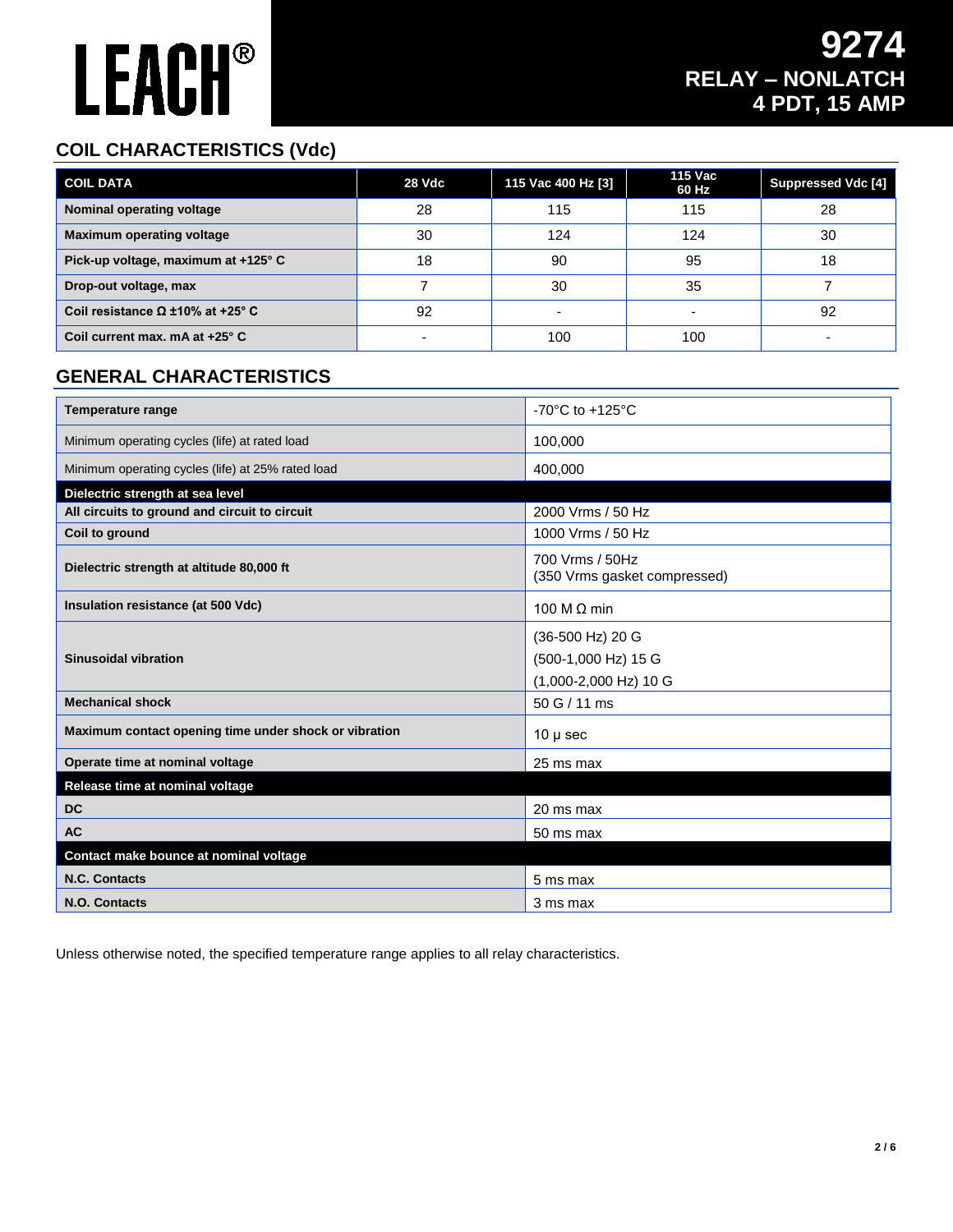# LEACH®

# 9274 RELAY – NONLATCH 4 PDT, 15 AMP

## COIL CHARACTERISTICS (Vdc)

| COIL DATA | 28 Vdc | 115 Vac 400 Hz [3] | 115 Vac 60 Hz | Suppressed Vdc [4] |
|---|---|---|---|---|
| Nominal operating voltage | 28 | 115 | 115 | 28 |
| Maximum operating voltage | 30 | 124 | 124 | 30 |
| Pick-up voltage, maximum at +125° C | 18 | 90 | 95 | 18 |
| Drop-out voltage, max | 7 | 30 | 35 | 7 |
| Coil resistance Ω ±10% at +25° C | 92 | - | - | 92 |
| Coil current max. mA at +25° C | - | 100 | 100 | - |

## GENERAL CHARACTERISTICS

| | |
|---|---|
| **Temperature range** | -70°C to +125°C |
| Minimum operating cycles (life) at rated load | 100,000 |
| Minimum operating cycles (life) at 25% rated load | 400,000 |
| **Dielectric strength at sea level** | |
| **All circuits to ground and circuit to circuit** | 2000 Vrms / 50 Hz |
| **Coil to ground** | 1000 Vrms / 50 Hz |
| **Dielectric strength at altitude 80,000 ft** | 700 Vrms / 50Hz (350 Vrms gasket compressed) |
| **Insulation resistance (at 500 Vdc)** | 100 M Ω min |
| **Sinusoidal vibration** | (36-500 Hz) 20 G<br>(500-1,000 Hz) 15 G<br>(1,000-2,000 Hz) 10 G |
| **Mechanical shock** | 50 G / 11 ms |
| **Maximum contact opening time under shock or vibration** | 10 µ sec |
| **Operate time at nominal voltage** | 25 ms max |
| **Release time at nominal voltage** | |
| **DC** | 20 ms max |
| **AC** | 50 ms max |
| **Contact make bounce at nominal voltage** | |
| **N.C. Contacts** | 5 ms max |
| **N.O. Contacts** | 3 ms max |

Unless otherwise noted, the specified temperature range applies to all relay characteristics.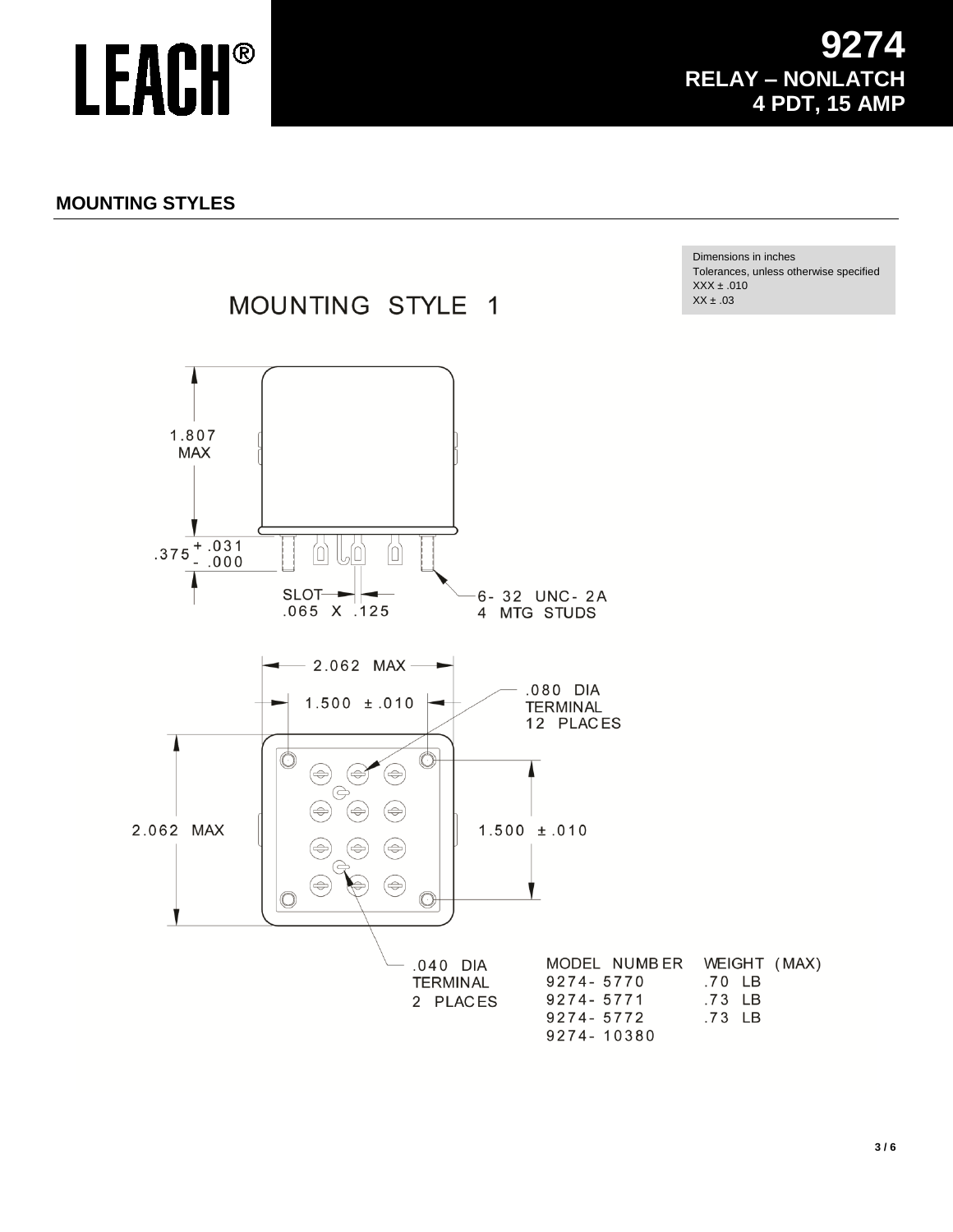# 9274
## RELAY – NONLATCH
## 4 PDT, 15 AMP

### MOUNTING STYLES

Dimensions in inches
Tolerances, unless otherwise specified
XXX ± .010
XX ± .03

## MOUNTING STYLE 1

1.807 MAX

.375 +.031 -.000

SLOT .065 X .125

6-32 UNC-2A
4 MTG STUDS

2.062 MAX

1.500 ± .010

.080 DIA
TERMINAL
12 PLACES

2.062 MAX

1.500 ± .010

.040 DIA
TERMINAL
2 PLACES

| MODEL NUMBER | WEIGHT (MAX) |
|---|---|
| 9274-5770 | .70 LB |
| 9274-5771 | .73 LB |
| 9274-5772 | .73 LB |
| 9274-10380 | |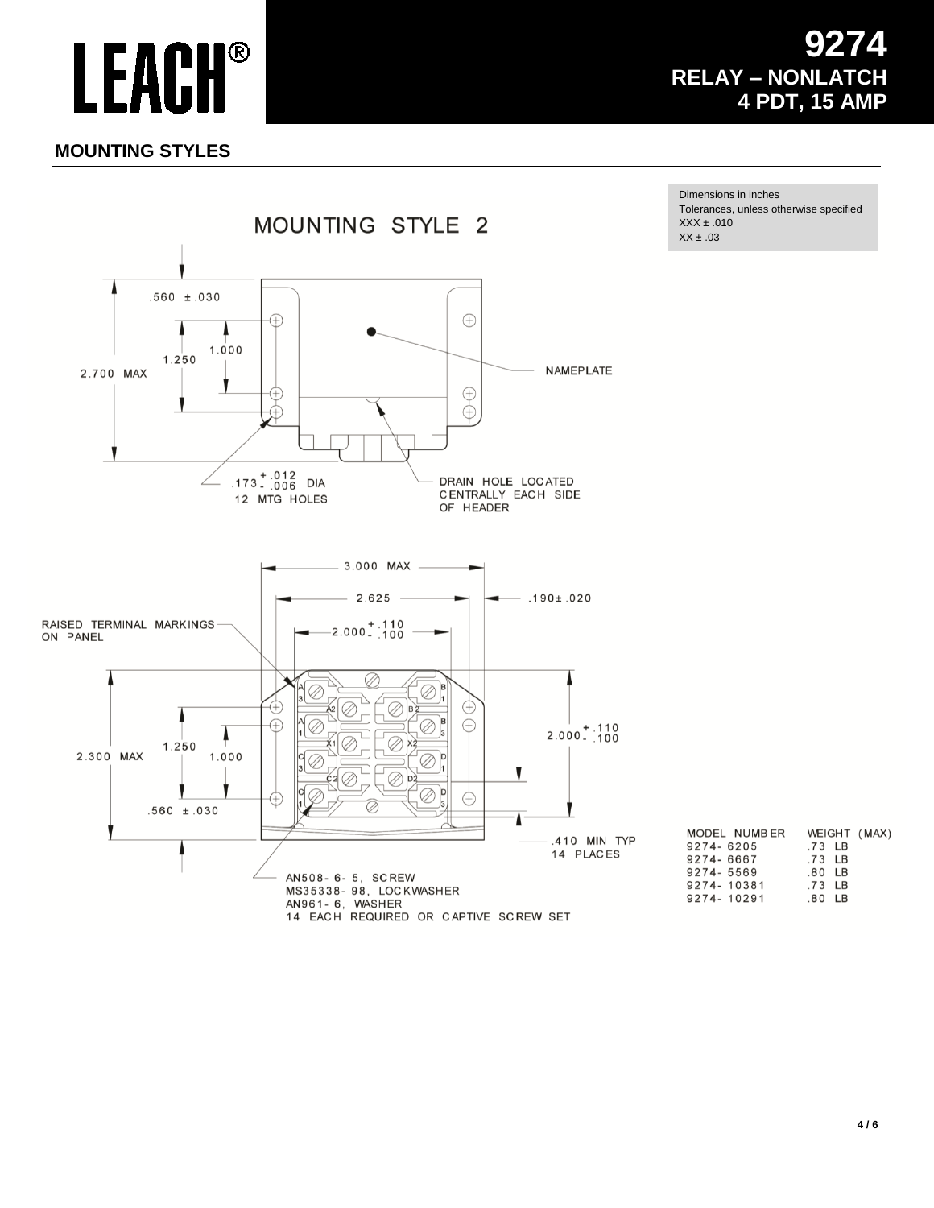# 9274
## RELAY – NONLATCH
## 4 PDT, 15 AMP

## MOUNTING STYLES

Dimensions in inches
Tolerances, unless otherwise specified
XXX ± .010
XX ± .03

### MOUNTING STYLE 2

.560 ± .030
1.250
1.000
2.700 MAX
NAMEPLATE
$.173^{+.012}_{-.006}$ DIA
12 MTG HOLES
DRAIN HOLE LOCATED CENTRALLY EACH SIDE OF HEADER

3.000 MAX
2.625
.190± .020
RAISED TERMINAL MARKINGS ON PANEL
$2.000^{+.110}_{-.100}$
2.300 MAX
1.250
1.000
.560 ± .030
$2.000^{+.110}_{-.100}$
.410 MIN TYP
14 PLACES

AN508-6-5, SCREW
MS35338-98, LOCKWASHER
AN961-6, WASHER
14 EACH REQUIRED OR CAPTIVE SCREW SET

| MODEL NUMBER | WEIGHT (MAX) |
|---|---|
| 9274-6205 | .73 LB |
| 9274-6667 | .73 LB |
| 9274-5569 | .80 LB |
| 9274-10381 | .73 LB |
| 9274-10291 | .80 LB |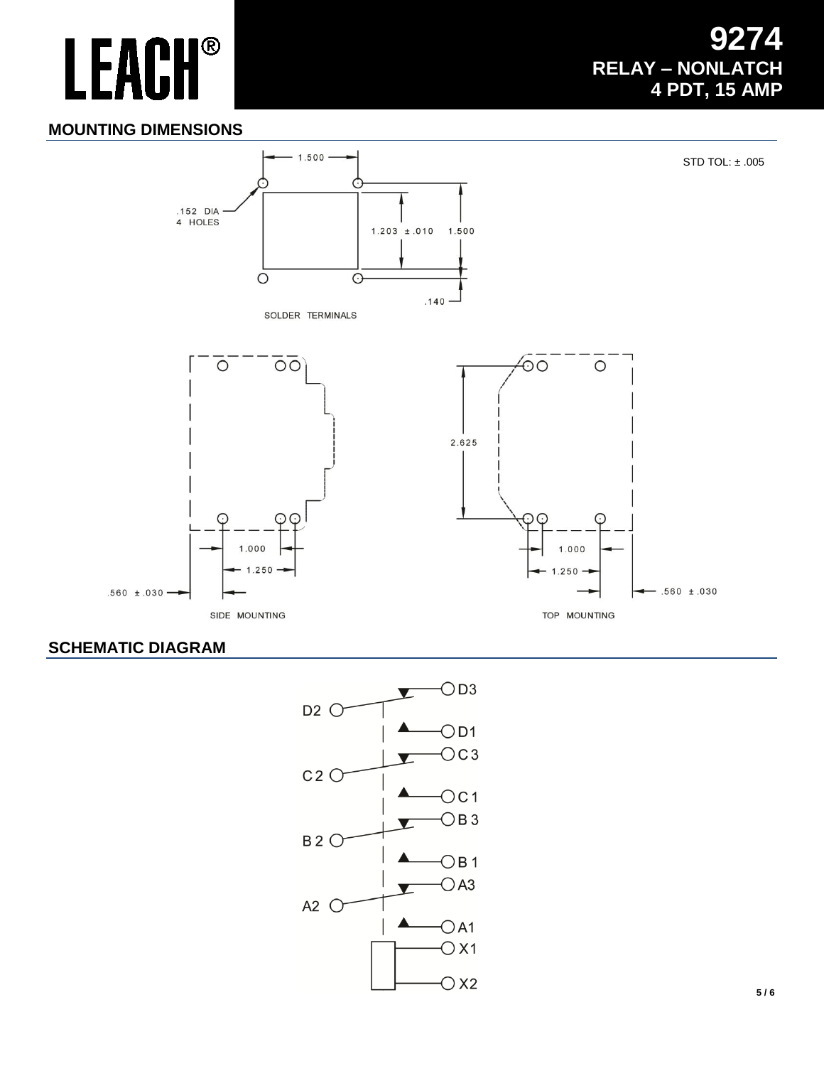# LEACH®

# 9274
## RELAY – NONLATCH
## 4 PDT, 15 AMP

## MOUNTING DIMENSIONS

STD TOL: ± .005

1.500

.152 DIA
4 HOLES

1.203 ±.010

1.500

.140

SOLDER TERMINALS

2.625

1.000

1.250

.560 ±.030

SIDE MOUNTING

1.000

1.250

.560 ±.030

TOP MOUNTING

## SCHEMATIC DIAGRAM

D3
D2
D1
C3
C2
C1
B3
B2
B1
A3
A2
A1
X1
X2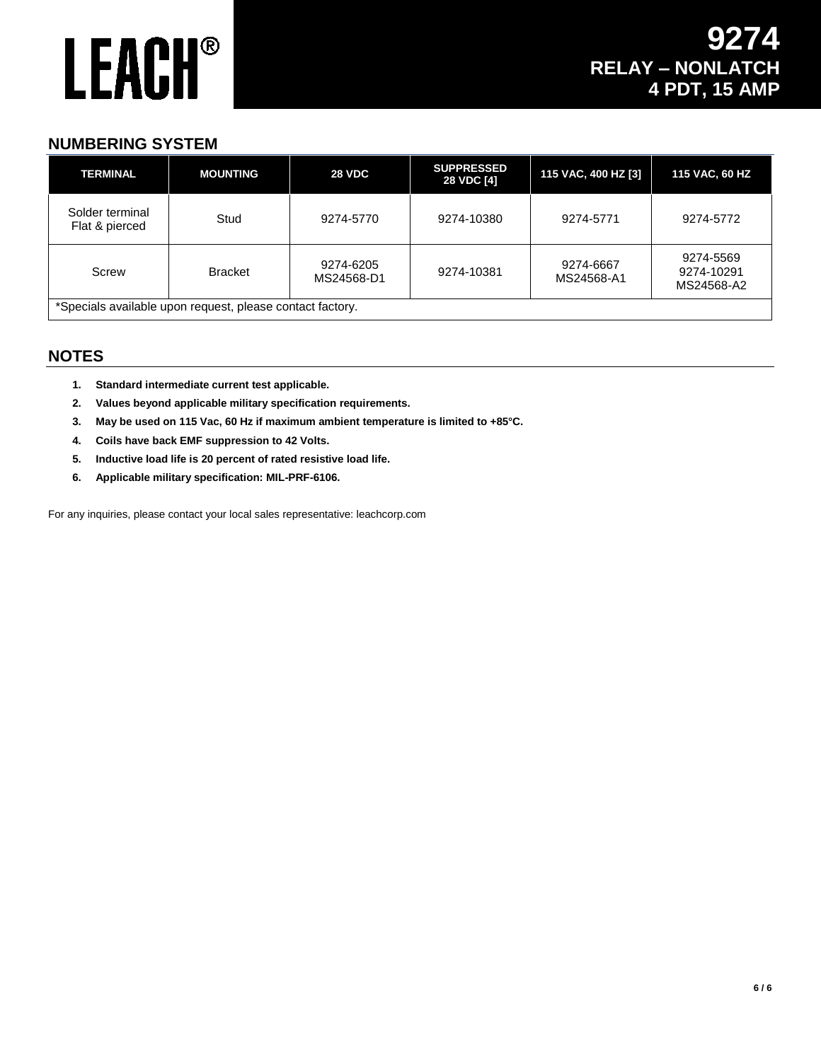# 9274
## RELAY – NONLATCH
## 4 PDT, 15 AMP

## NUMBERING SYSTEM

| TERMINAL | MOUNTING | 28 VDC | SUPPRESSED 28 VDC [4] | 115 VAC, 400 HZ [3] | 115 VAC, 60 HZ |
|---|---|---|---|---|---|
| Solder terminal Flat & pierced | Stud | 9274-5770 | 9274-10380 | 9274-5771 | 9274-5772 |
| Screw | Bracket | 9274-6205 MS24568-D1 | 9274-10381 | 9274-6667 MS24568-A1 | 9274-5569 9274-10291 MS24568-A2 |
| *Specials available upon request, please contact factory. | | | | | |

## NOTES

1. **Standard intermediate current test applicable.**
2. **Values beyond applicable military specification requirements.**
3. **May be used on 115 Vac, 60 Hz if maximum ambient temperature is limited to +85°C.**
4. **Coils have back EMF suppression to 42 Volts.**
5. **Inductive load life is 20 percent of rated resistive load life.**
6. **Applicable military specification: MIL-PRF-6106.**

For any inquiries, please contact your local sales representative: leachcorp.com